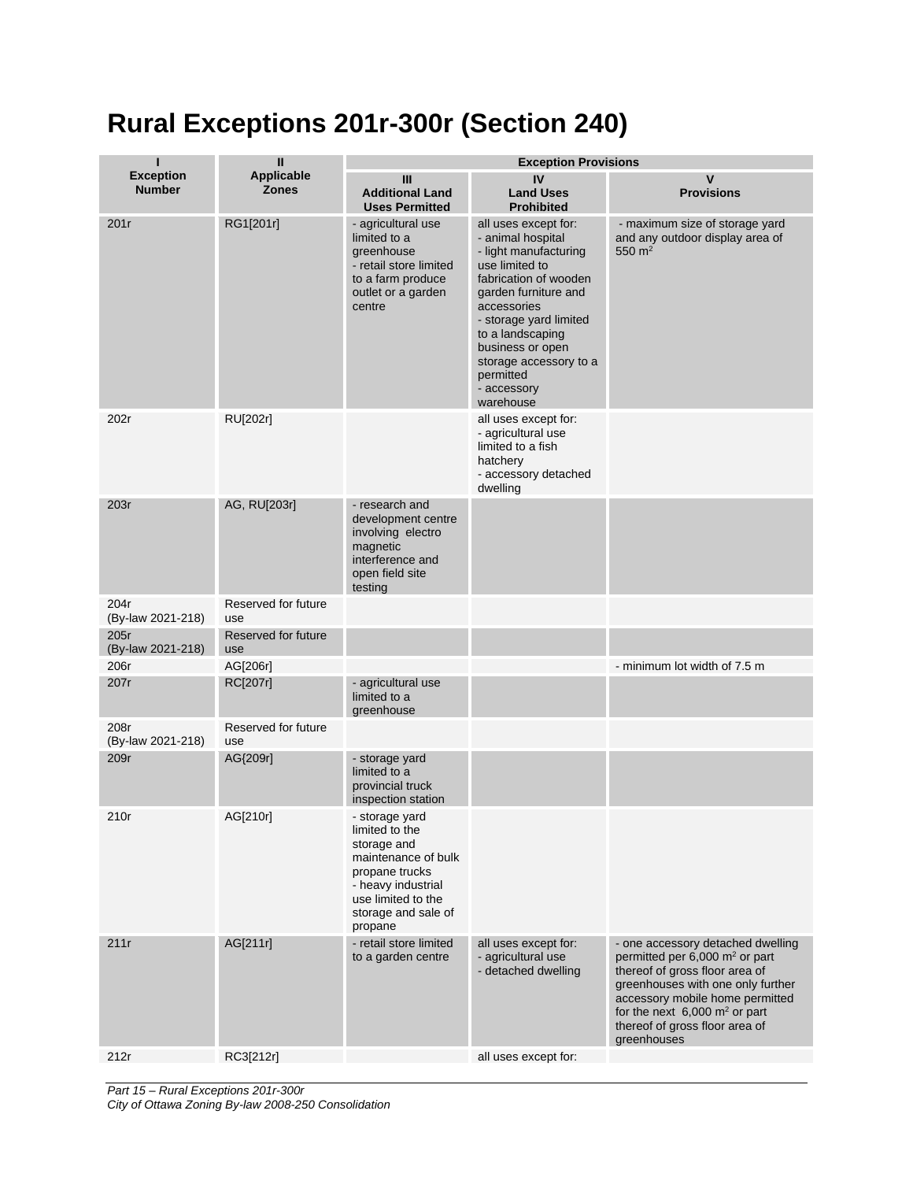# Rural Exceptions 201r-300r (Section 240)

| I<br>Exception Number | II<br>Applicable Zones | Exception Provisions | | |
|---|---|---|---|---|
| | | III<br>Additional Land Uses Permitted | IV<br>Land Uses Prohibited | V<br>Provisions |
| 201r | RG1[201r] | - agricultural use limited to a greenhouse<br>- retail store limited to a farm produce outlet or a garden centre | all uses except for:<br>- animal hospital<br>- light manufacturing use limited to fabrication of wooden garden furniture and accessories<br>- storage yard limited to a landscaping business or open storage accessory to a permitted<br>- accessory warehouse | - maximum size of storage yard and any outdoor display area of 550 m² |
| 202r | RU[202r] | | all uses except for:<br>- agricultural use limited to a fish hatchery<br>- accessory detached dwelling | |
| 203r | AG, RU[203r] | - research and development centre involving electro magnetic interference and open field site testing | | |
| 204r<br>(By-law 2021-218) | Reserved for future use | | | |
| 205r<br>(By-law 2021-218) | Reserved for future use | | | |
| 206r | AG[206r] | | | - minimum lot width of 7.5 m |
| 207r | RC[207r] | - agricultural use limited to a greenhouse | | |
| 208r<br>(By-law 2021-218) | Reserved for future use | | | |
| 209r | AG{209r] | - storage yard limited to a provincial truck inspection station | | |
| 210r | AG[210r] | - storage yard limited to the storage and maintenance of bulk propane trucks<br>- heavy industrial use limited to the storage and sale of propane | | |
| 211r | AG[211r] | - retail store limited to a garden centre | all uses except for:<br>- agricultural use<br>- detached dwelling | - one accessory detached dwelling permitted per 6,000 m² or part thereof of gross floor area of greenhouses with one only further accessory mobile home permitted for the next 6,000 m² or part thereof of gross floor area of greenhouses |
| 212r | RC3[212r] | | all uses except for: | |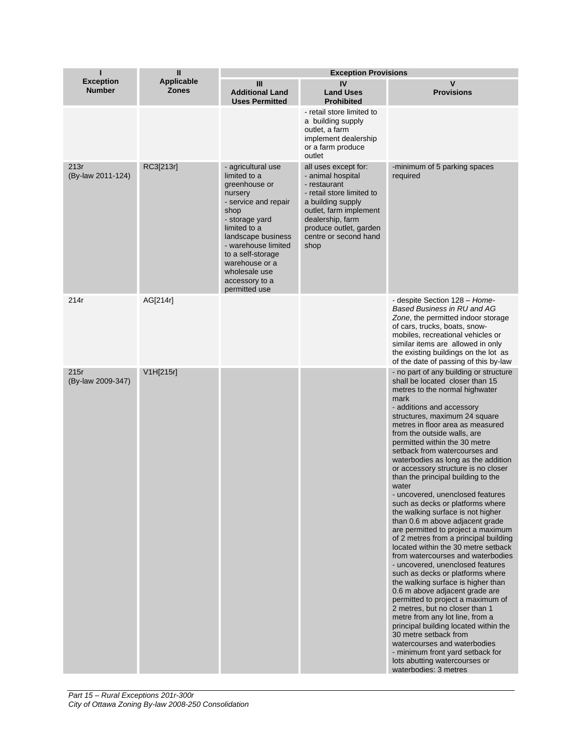| I<br>Exception Number | II<br>Applicable Zones | Exception Provisions | | |
|---|---|---|---|---|
| | | III<br>Additional Land Uses Permitted | IV<br>Land Uses Prohibited | V<br>Provisions |
| | | | - retail store limited to a building supply outlet, a farm implement dealership or a farm produce outlet | |
| 213r<br>(By-law 2011-124) | RC3[213r] | - agricultural use limited to a greenhouse or nursery<br>- service and repair shop<br>- storage yard limited to a landscape business<br>- warehouse limited to a self-storage warehouse or a wholesale use accessory to a permitted use | all uses except for:<br>- animal hospital<br>- restaurant<br>- retail store limited to a building supply outlet, farm implement dealership, farm produce outlet, garden centre or second hand shop | -minimum of 5 parking spaces required |
| 214r | AG[214r] | | | - despite Section 128 – *Home-Based Business in RU and AG Zone*, the permitted indoor storage of cars, trucks, boats, snow-mobiles, recreational vehicles or similar items are allowed in only the existing buildings on the lot as of the date of passing of this by-law |
| 215r<br>(By-law 2009-347) | V1H[215r] | | | - no part of any building or structure shall be located closer than 15 metres to the normal highwater mark<br>- additions and accessory structures, maximum 24 square metres in floor area as measured from the outside walls, are permitted within the 30 metre setback from watercourses and waterbodies as long as the addition or accessory structure is no closer than the principal building to the water<br>- uncovered, unenclosed features such as decks or platforms where the walking surface is not higher than 0.6 m above adjacent grade are permitted to project a maximum of 2 metres from a principal building located within the 30 metre setback from watercourses and waterbodies<br>- uncovered, unenclosed features such as decks or platforms where the walking surface is higher than 0.6 m above adjacent grade are permitted to project a maximum of 2 metres, but no closer than 1 metre from any lot line, from a principal building located within the 30 metre setback from watercourses and waterbodies<br>- minimum front yard setback for lots abutting watercourses or waterbodies: 3 metres |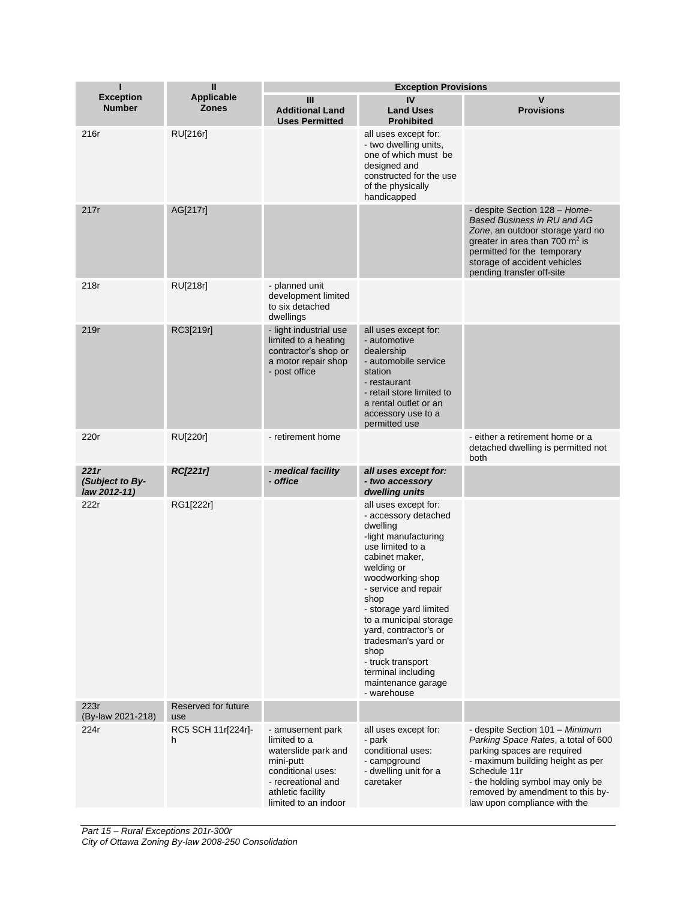| I<br>Exception Number | II<br>Applicable Zones | Exception Provisions | | |
|---|---|---|---|---|
| | | III<br>Additional Land Uses Permitted | IV<br>Land Uses Prohibited | V<br>Provisions |
| 216r | RU[216r] | | all uses except for:<br>- two dwelling units, one of which must be designed and constructed for the use of the physically handicapped | |
| 217r | AG[217r] | | | - despite Section 128 – *Home-Based Business in RU and AG Zone*, an outdoor storage yard no greater in area than 700 m² is permitted for the temporary storage of accident vehicles pending transfer off-site |
| 218r | RU[218r] | - planned unit development limited to six detached dwellings | | |
| 219r | RC3[219r] | - light industrial use limited to a heating contractor's shop or a motor repair shop<br>- post office | all uses except for:<br>- automotive dealership<br>- automobile service station<br>- restaurant<br>- retail store limited to a rental outlet or an accessory use to a permitted use | |
| 220r | RU[220r] | - retirement home | | - either a retirement home or a detached dwelling is permitted not both |
| ***221r (Subject to By-law 2012-11)*** | ***RC[221r]*** | ***- medical facility<br>- office*** | ***all uses except for:<br>- two accessory dwelling units*** | |
| 222r | RG1[222r] | | all uses except for:<br>- accessory detached dwelling<br>-light manufacturing use limited to a cabinet maker, welding or woodworking shop<br>- service and repair shop<br>- storage yard limited to a municipal storage yard, contractor's or tradesman's yard or shop<br>- truck transport terminal including maintenance garage<br>- warehouse | |
| 223r<br>(By-law 2021-218) | Reserved for future use | | | |
| 224r | RC5 SCH 11r[224r]-h | - amusement park limited to a waterslide park and mini-putt<br>conditional uses:<br>- recreational and athletic facility limited to an indoor | all uses except for:<br>- park<br>conditional uses:<br>- campground<br>- dwelling unit for a caretaker | - despite Section 101 – *Minimum Parking Space Rates*, a total of 600 parking spaces are required<br>- maximum building height as per Schedule 11r<br>- the holding symbol may only be removed by amendment to this by-law upon compliance with the |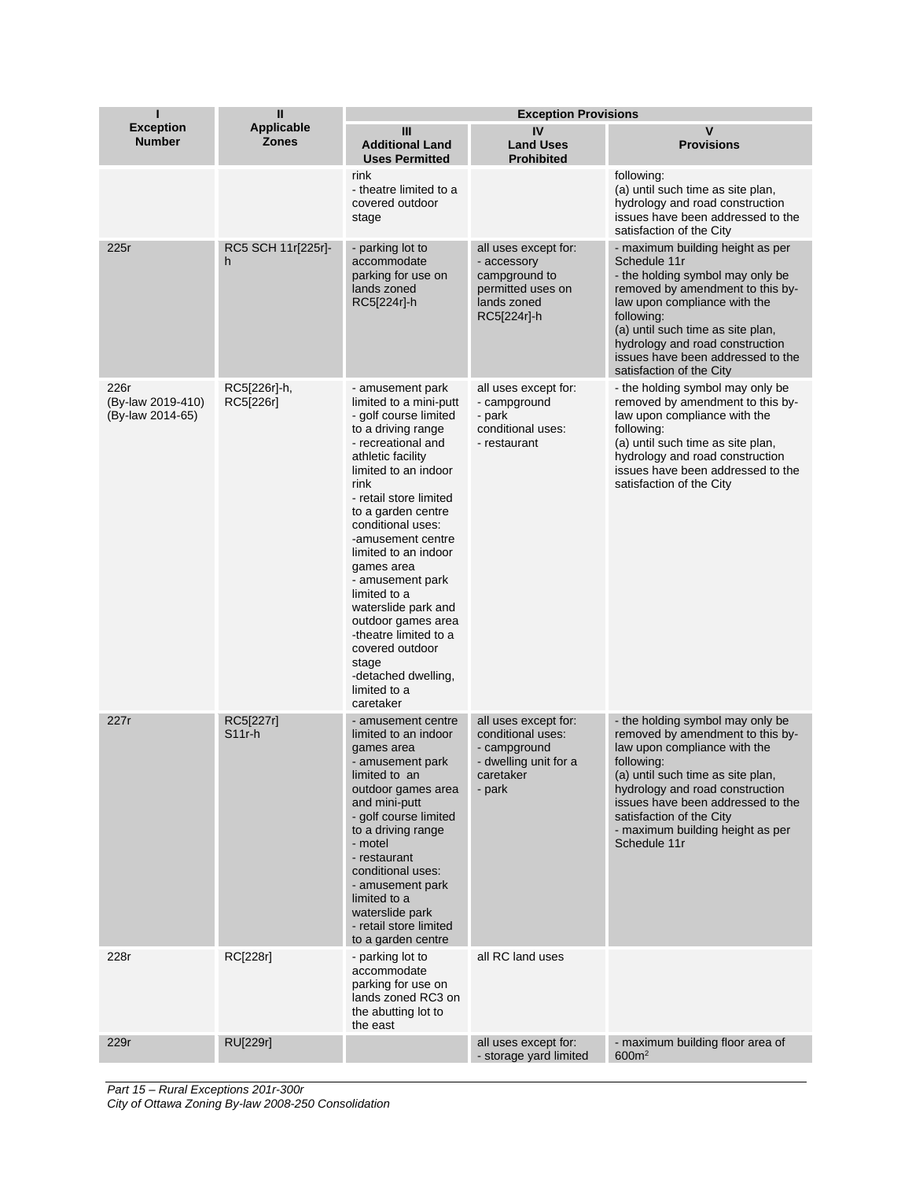| I<br>Exception Number | II<br>Applicable Zones | Exception Provisions | | |
|---|---|---|---|---|
| | | III<br>Additional Land Uses Permitted | IV<br>Land Uses Prohibited | V<br>Provisions |
| | | rink<br>- theatre limited to a covered outdoor stage | | following:<br>(a) until such time as site plan, hydrology and road construction issues have been addressed to the satisfaction of the City |
| 225r | RC5 SCH 11r[225r]-h | - parking lot to accommodate parking for use on lands zoned RC5[224r]-h | all uses except for:<br>- accessory campground to permitted uses on lands zoned RC5[224r]-h | - maximum building height as per Schedule 11r<br>- the holding symbol may only be removed by amendment to this by-law upon compliance with the following:<br>(a) until such time as site plan, hydrology and road construction issues have been addressed to the satisfaction of the City |
| 226r<br>(By-law 2019-410)<br>(By-law 2014-65) | RC5[226r]-h, RC5[226r] | - amusement park limited to a mini-putt<br>- golf course limited to a driving range<br>- recreational and athletic facility limited to an indoor rink<br>- retail store limited to a garden centre<br>conditional uses:<br>-amusement centre limited to an indoor games area<br>- amusement park limited to a waterslide park and outdoor games area<br>-theatre limited to a covered outdoor stage<br>-detached dwelling, limited to a caretaker | all uses except for:<br>- campground<br>- park<br>conditional uses:<br>- restaurant | - the holding symbol may only be removed by amendment to this by-law upon compliance with the following:<br>(a) until such time as site plan, hydrology and road construction issues have been addressed to the satisfaction of the City |
| 227r | RC5[227r] S11r-h | - amusement centre limited to an indoor games area<br>- amusement park limited to an outdoor games area and mini-putt<br>- golf course limited to a driving range<br>- motel<br>- restaurant<br>conditional uses:<br>- amusement park limited to a waterslide park<br>- retail store limited to a garden centre | all uses except for:<br>conditional uses:<br>- campground<br>- dwelling unit for a caretaker<br>- park | - the holding symbol may only be removed by amendment to this by-law upon compliance with the following:<br>(a) until such time as site plan, hydrology and road construction issues have been addressed to the satisfaction of the City<br>- maximum building height as per Schedule 11r |
| 228r | RC[228r] | - parking lot to accommodate parking for use on lands zoned RC3 on the abutting lot to the east | all RC land uses | |
| 229r | RU[229r] | | all uses except for:<br>- storage yard limited | - maximum building floor area of 600m² |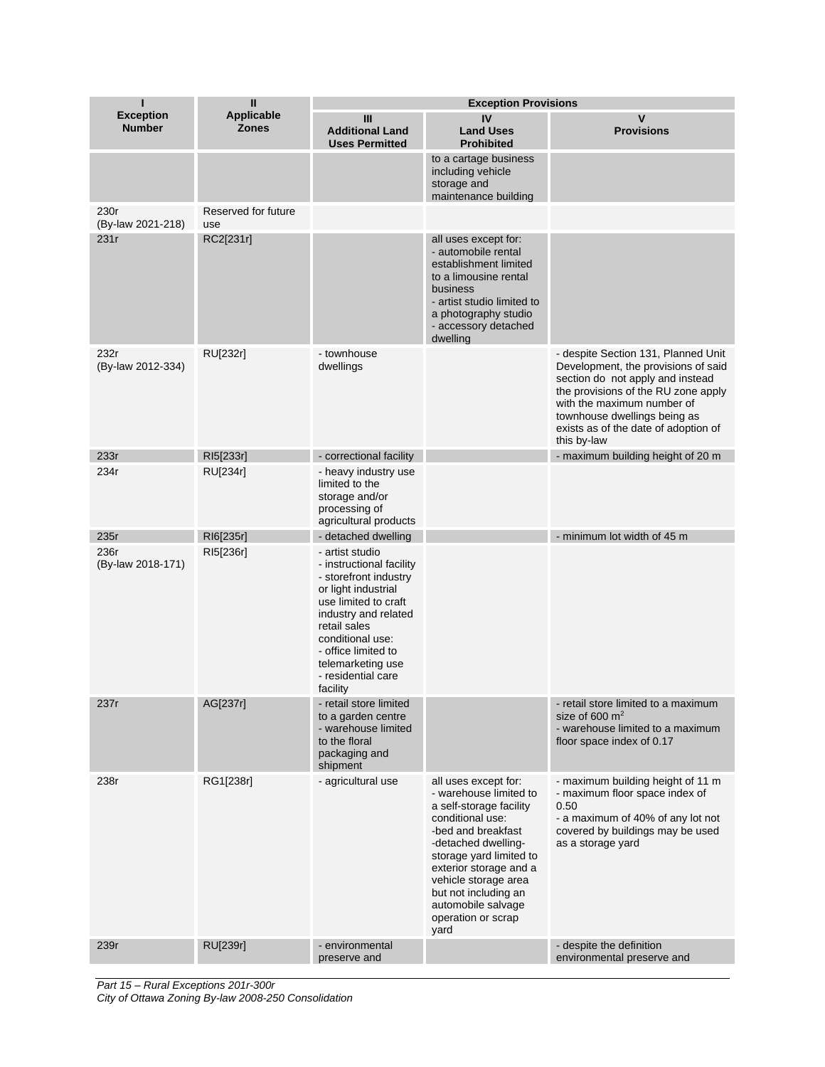| I<br>Exception Number | II<br>Applicable Zones | Exception Provisions | | |
|---|---|---|---|---|
| | | III<br>Additional Land Uses Permitted | IV<br>Land Uses Prohibited | V<br>Provisions |
| | | | to a cartage business including vehicle storage and maintenance building | |
| 230r<br>(By-law 2021-218) | Reserved for future use | | | |
| 231r | RC2[231r] | | all uses except for:<br>- automobile rental establishment limited to a limousine rental business<br>- artist studio limited to a photography studio<br>- accessory detached dwelling | |
| 232r<br>(By-law 2012-334) | RU[232r] | - townhouse dwellings | | - despite Section 131, Planned Unit Development, the provisions of said section do not apply and instead the provisions of the RU zone apply with the maximum number of townhouse dwellings being as exists as of the date of adoption of this by-law |
| 233r | RI5[233r] | - correctional facility | | - maximum building height of 20 m |
| 234r | RU[234r] | - heavy industry use limited to the storage and/or processing of agricultural products | | |
| 235r | RI6[235r] | - detached dwelling | | - minimum lot width of 45 m |
| 236r<br>(By-law 2018-171) | RI5[236r] | - artist studio<br>- instructional facility<br>- storefront industry or light industrial use limited to craft industry and related retail sales<br>conditional use:<br>- office limited to telemarketing use<br>- residential care facility | | |
| 237r | AG[237r] | - retail store limited to a garden centre<br>- warehouse limited to the floral packaging and shipment | | - retail store limited to a maximum size of 600 $m^2$<br>- warehouse limited to a maximum floor space index of 0.17 |
| 238r | RG1[238r] | - agricultural use | all uses except for:<br>- warehouse limited to a self-storage facility<br>conditional use:<br>-bed and breakfast<br>-detached dwelling-<br>storage yard limited to exterior storage and a vehicle storage area but not including an automobile salvage operation or scrap yard | - maximum building height of 11 m<br>- maximum floor space index of 0.50<br>- a maximum of 40% of any lot not covered by buildings may be used as a storage yard |
| 239r | RU[239r] | - environmental preserve and | | - despite the definition environmental preserve and |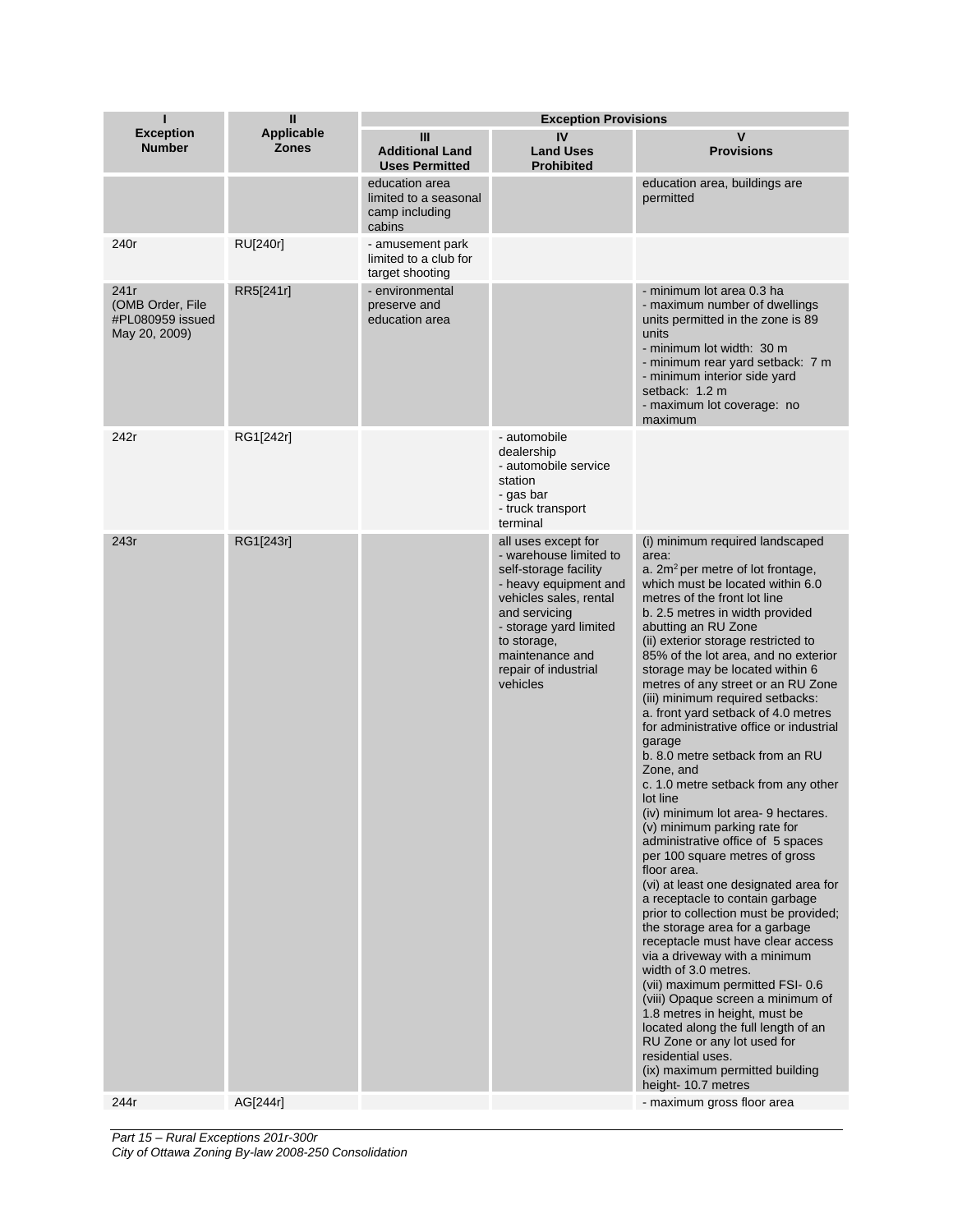| I<br>Exception Number | II<br>Applicable Zones | Exception Provisions<br>III<br>Additional Land Uses Permitted | <br>IV<br>Land Uses Prohibited | <br>V<br>Provisions |
|---|---|---|---|---|
| | | education area limited to a seasonal camp including cabins | | education area, buildings are permitted |
| 240r | RU[240r] | - amusement park limited to a club for target shooting | | |
| 241r<br>(OMB Order, File #PL080959 issued May 20, 2009) | RR5[241r] | - environmental preserve and education area | | - minimum lot area 0.3 ha<br>- maximum number of dwellings units permitted in the zone is 89 units<br>- minimum lot width: 30 m<br>- minimum rear yard setback: 7 m<br>- minimum interior side yard setback: 1.2 m<br>- maximum lot coverage: no maximum |
| 242r | RG1[242r] | | - automobile dealership<br>- automobile service station<br>- gas bar<br>- truck transport terminal | |
| 243r | RG1[243r] | | all uses except for<br>- warehouse limited to self-storage facility<br>- heavy equipment and vehicles sales, rental and servicing<br>- storage yard limited to storage, maintenance and repair of industrial vehicles | (i) minimum required landscaped area:<br>a. 2m² per metre of lot frontage, which must be located within 6.0 metres of the front lot line<br>b. 2.5 metres in width provided abutting an RU Zone<br>(ii) exterior storage restricted to 85% of the lot area, and no exterior storage may be located within 6 metres of any street or an RU Zone<br>(iii) minimum required setbacks:<br>a. front yard setback of 4.0 metres for administrative office or industrial garage<br>b. 8.0 metre setback from an RU Zone, and<br>c. 1.0 metre setback from any other lot line<br>(iv) minimum lot area- 9 hectares.<br>(v) minimum parking rate for administrative office of 5 spaces per 100 square metres of gross floor area.<br>(vi) at least one designated area for a receptacle to contain garbage prior to collection must be provided; the storage area for a garbage receptacle must have clear access via a driveway with a minimum width of 3.0 metres.<br>(vii) maximum permitted FSI- 0.6<br>(viii) Opaque screen a minimum of 1.8 metres in height, must be located along the full length of an RU Zone or any lot used for residential uses.<br>(ix) maximum permitted building height- 10.7 metres |
| 244r | AG[244r] | | | - maximum gross floor area |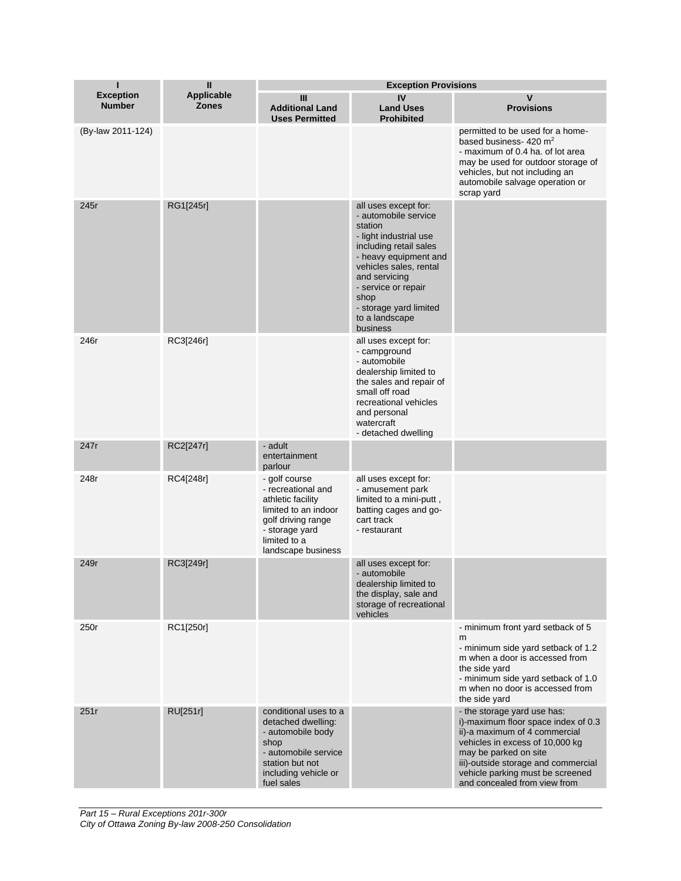| I<br>Exception Number | II<br>Applicable Zones | Exception Provisions | | |
|---|---|---|---|---|
| | | III<br>Additional Land Uses Permitted | IV<br>Land Uses Prohibited | V<br>Provisions |
| (By-law 2011-124) | | | | permitted to be used for a home-based business- 420 m² <br>- maximum of 0.4 ha. of lot area may be used for outdoor storage of vehicles, but not including an automobile salvage operation or scrap yard |
| 245r | RG1[245r] | | all uses except for:<br>- automobile service station<br>- light industrial use including retail sales<br>- heavy equipment and vehicles sales, rental and servicing<br>- service or repair shop<br>- storage yard limited to a landscape business | |
| 246r | RC3[246r] | | all uses except for:<br>- campground<br>- automobile dealership limited to the sales and repair of small off road recreational vehicles and personal watercraft<br>- detached dwelling | |
| 247r | RC2[247r] | - adult entertainment parlour | | |
| 248r | RC4[248r] | - golf course<br>- recreational and athletic facility limited to an indoor golf driving range<br>- storage yard limited to a landscape business | all uses except for:<br>- amusement park limited to a mini-putt , batting cages and go-cart track<br>- restaurant | |
| 249r | RC3[249r] | | all uses except for:<br>- automobile dealership limited to the display, sale and storage of recreational vehicles | |
| 250r | RC1[250r] | | | - minimum front yard setback of 5 m<br>- minimum side yard setback of 1.2 m when a door is accessed from the side yard<br>- minimum side yard setback of 1.0 m when no door is accessed from the side yard |
| 251r | RU[251r] | conditional uses to a detached dwelling:<br>- automobile body shop<br>- automobile service station but not including vehicle or fuel sales | | - the storage yard use has:<br>i)-maximum floor space index of 0.3<br>ii)-a maximum of 4 commercial vehicles in excess of 10,000 kg may be parked on site<br>iii)-outside storage and commercial vehicle parking must be screened and concealed from view from |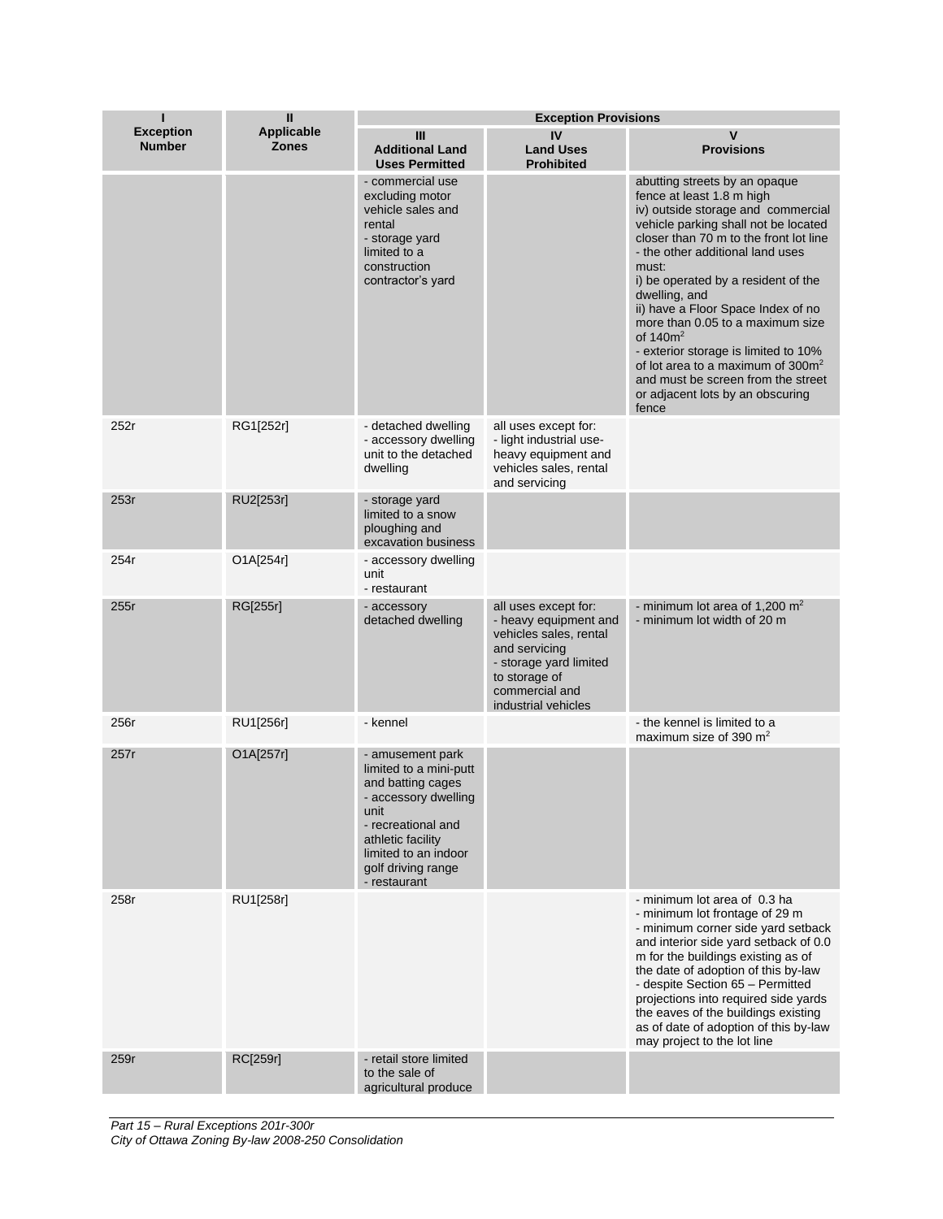| I<br>Exception Number | II<br>Applicable Zones | Exception Provisions | | |
|---|---|---|---|---|
| | | III<br>Additional Land Uses Permitted | IV<br>Land Uses Prohibited | V<br>Provisions |
| | | - commercial use excluding motor vehicle sales and rental<br>- storage yard limited to a construction contractor's yard | | abutting streets by an opaque fence at least 1.8 m high<br>iv) outside storage and commercial vehicle parking shall not be located closer than 70 m to the front lot line<br>- the other additional land uses must:<br>i) be operated by a resident of the dwelling, and<br>ii) have a Floor Space Index of no more than 0.05 to a maximum size of $140m^2$<br>- exterior storage is limited to 10% of lot area to a maximum of $300m^2$ and must be screen from the street or adjacent lots by an obscuring fence |
| 252r | RG1[252r] | - detached dwelling<br>- accessory dwelling unit to the detached dwelling | all uses except for:<br>- light industrial use- heavy equipment and vehicles sales, rental and servicing | |
| 253r | RU2[253r] | - storage yard limited to a snow ploughing and excavation business | | |
| 254r | O1A[254r] | - accessory dwelling unit<br>- restaurant | | |
| 255r | RG[255r] | - accessory detached dwelling | all uses except for:<br>- heavy equipment and vehicles sales, rental and servicing<br>- storage yard limited to storage of commercial and industrial vehicles | - minimum lot area of 1,200 $m^2$<br>- minimum lot width of 20 m |
| 256r | RU1[256r] | - kennel | | - the kennel is limited to a maximum size of 390 $m^2$ |
| 257r | O1A[257r] | - amusement park limited to a mini-putt and batting cages<br>- accessory dwelling unit<br>- recreational and athletic facility limited to an indoor golf driving range<br>- restaurant | | |
| 258r | RU1[258r] | | | - minimum lot area of 0.3 ha<br>- minimum lot frontage of 29 m<br>- minimum corner side yard setback and interior side yard setback of 0.0 m for the buildings existing as of the date of adoption of this by-law<br>- despite Section 65 – Permitted projections into required side yards the eaves of the buildings existing as of date of adoption of this by-law may project to the lot line |
| 259r | RC[259r] | - retail store limited to the sale of agricultural produce | | |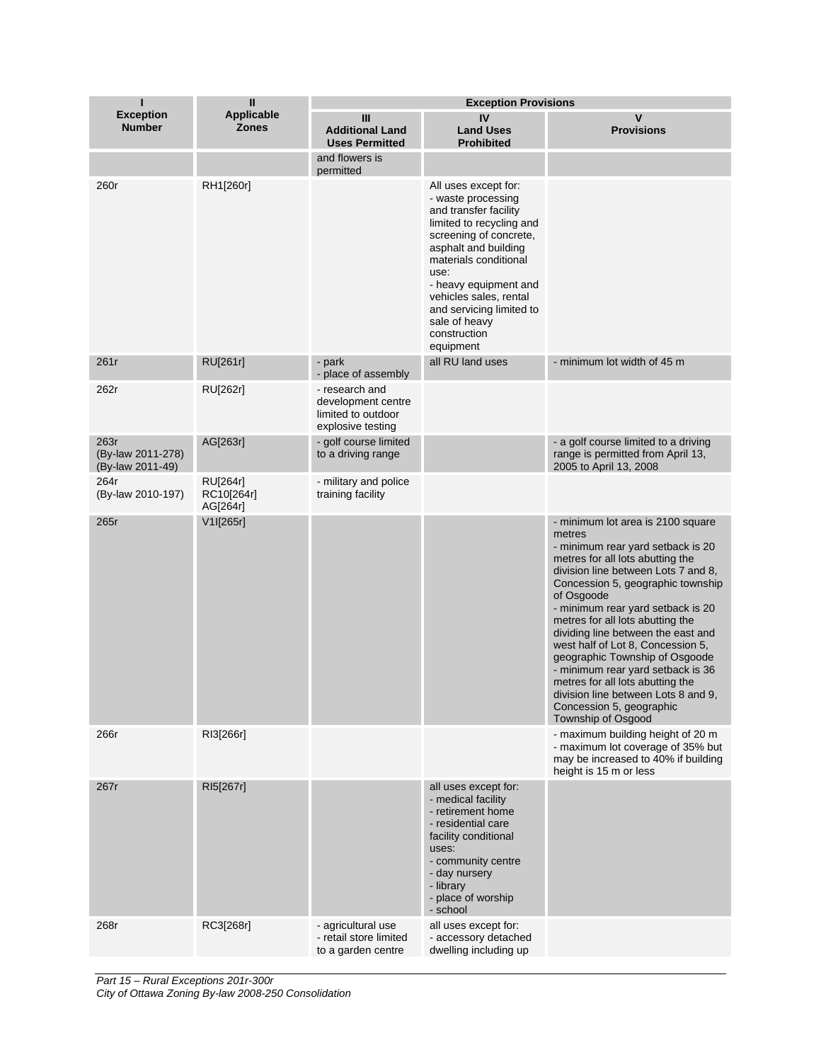| I<br>Exception Number | II<br>Applicable Zones | Exception Provisions | | |
|---|---|---|---|---|
| | | III<br>Additional Land Uses Permitted | IV<br>Land Uses Prohibited | V<br>Provisions |
| | | and flowers is permitted | | |
| 260r | RH1[260r] | | All uses except for:<br>- waste processing and transfer facility limited to recycling and screening of concrete, asphalt and building materials conditional use:<br>- heavy equipment and vehicles sales, rental and servicing limited to sale of heavy construction equipment | |
| 261r | RU[261r] | - park<br>- place of assembly | all RU land uses | - minimum lot width of 45 m |
| 262r | RU[262r] | - research and development centre limited to outdoor explosive testing | | |
| 263r<br>(By-law 2011-278)<br>(By-law 2011-49) | AG[263r] | - golf course limited to a driving range | | - a golf course limited to a driving range is permitted from April 13, 2005 to April 13, 2008 |
| 264r<br>(By-law 2010-197) | RU[264r]<br>RC10[264r]<br>AG[264r] | - military and police training facility | | |
| 265r | V1I[265r] | | | - minimum lot area is 2100 square metres<br>- minimum rear yard setback is 20 metres for all lots abutting the division line between Lots 7 and 8, Concession 5, geographic township of Osgoode<br>- minimum rear yard setback is 20 metres for all lots abutting the dividing line between the east and west half of Lot 8, Concession 5, geographic Township of Osgoode<br>- minimum rear yard setback is 36 metres for all lots abutting the division line between Lots 8 and 9, Concession 5, geographic Township of Osgood |
| 266r | RI3[266r] | | | - maximum building height of 20 m<br>- maximum lot coverage of 35% but may be increased to 40% if building height is 15 m or less |
| 267r | RI5[267r] | | all uses except for:<br>- medical facility<br>- retirement home<br>- residential care facility conditional uses:<br>- community centre<br>- day nursery<br>- library<br>- place of worship<br>- school | |
| 268r | RC3[268r] | - agricultural use<br>- retail store limited to a garden centre | all uses except for:<br>- accessory detached dwelling including up | |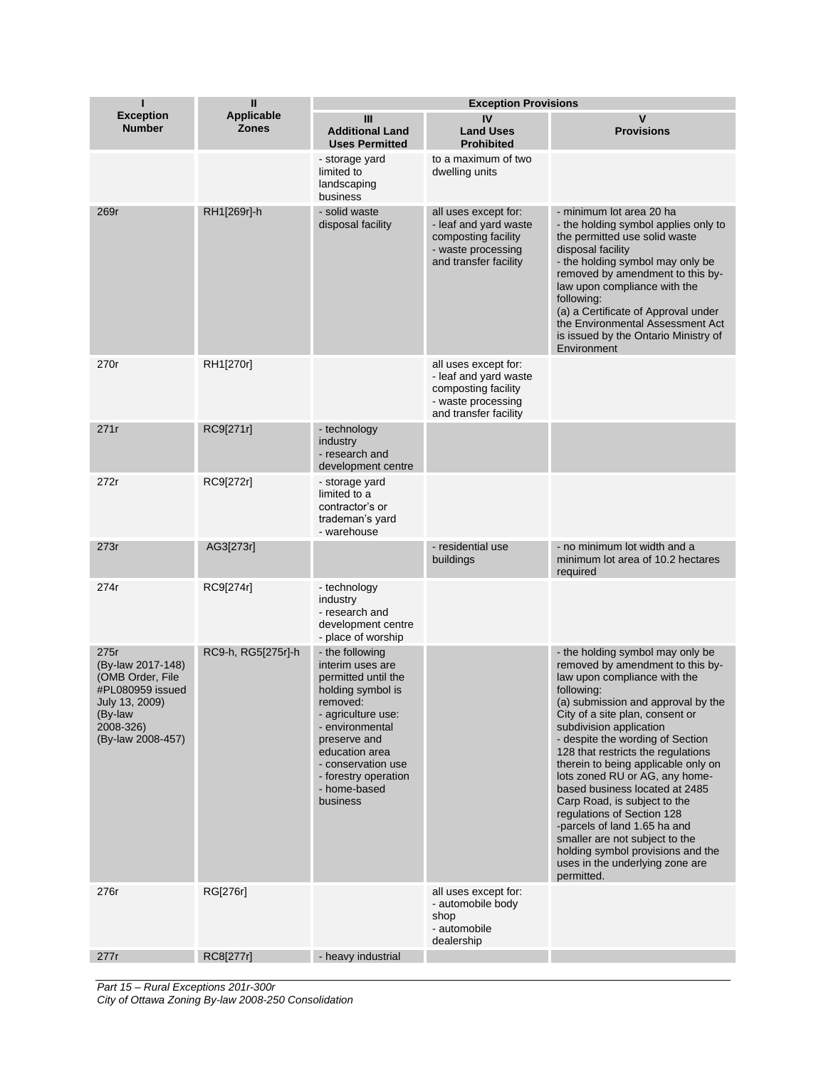| I<br>Exception Number | II<br>Applicable Zones | Exception Provisions | | |
|---|---|---|---|---|
| | | III<br>Additional Land Uses Permitted | IV<br>Land Uses Prohibited | V<br>Provisions |
| | | - storage yard limited to landscaping business | to a maximum of two dwelling units | |
| 269r | RH1[269r]-h | - solid waste disposal facility | all uses except for:<br>- leaf and yard waste composting facility<br>- waste processing and transfer facility | - minimum lot area 20 ha<br>- the holding symbol applies only to the permitted use solid waste disposal facility<br>- the holding symbol may only be removed by amendment to this by-law upon compliance with the following:<br>(a) a Certificate of Approval under the Environmental Assessment Act is issued by the Ontario Ministry of Environment |
| 270r | RH1[270r] | | all uses except for:<br>- leaf and yard waste composting facility<br>- waste processing and transfer facility | |
| 271r | RC9[271r] | - technology industry<br>- research and development centre | | |
| 272r | RC9[272r] | - storage yard limited to a contractor's or trademan's yard<br>- warehouse | | |
| 273r | AG3[273r] | | - residential use buildings | - no minimum lot width and a minimum lot area of 10.2 hectares required |
| 274r | RC9[274r] | - technology industry<br>- research and development centre<br>- place of worship | | |
| 275r<br>(By-law 2017-148)<br>(OMB Order, File #PL080959 issued July 13, 2009)<br>(By-law 2008-326)<br>(By-law 2008-457) | RC9-h, RG5[275r]-h | - the following interim uses are permitted until the holding symbol is removed:<br>- agriculture use:<br>- environmental preserve and education area<br>- conservation use<br>- forestry operation<br>- home-based business | | - the holding symbol may only be removed by amendment to this by-law upon compliance with the following:<br>(a) submission and approval by the City of a site plan, consent or subdivision application<br>- despite the wording of Section 128 that restricts the regulations therein to being applicable only on lots zoned RU or AG, any home-based business located at 2485 Carp Road, is subject to the regulations of Section 128<br>-parcels of land 1.65 ha and smaller are not subject to the holding symbol provisions and the uses in the underlying zone are permitted. |
| 276r | RG[276r] | | all uses except for:<br>- automobile body shop<br>- automobile dealership | |
| 277r | RC8[277r] | - heavy industrial | | |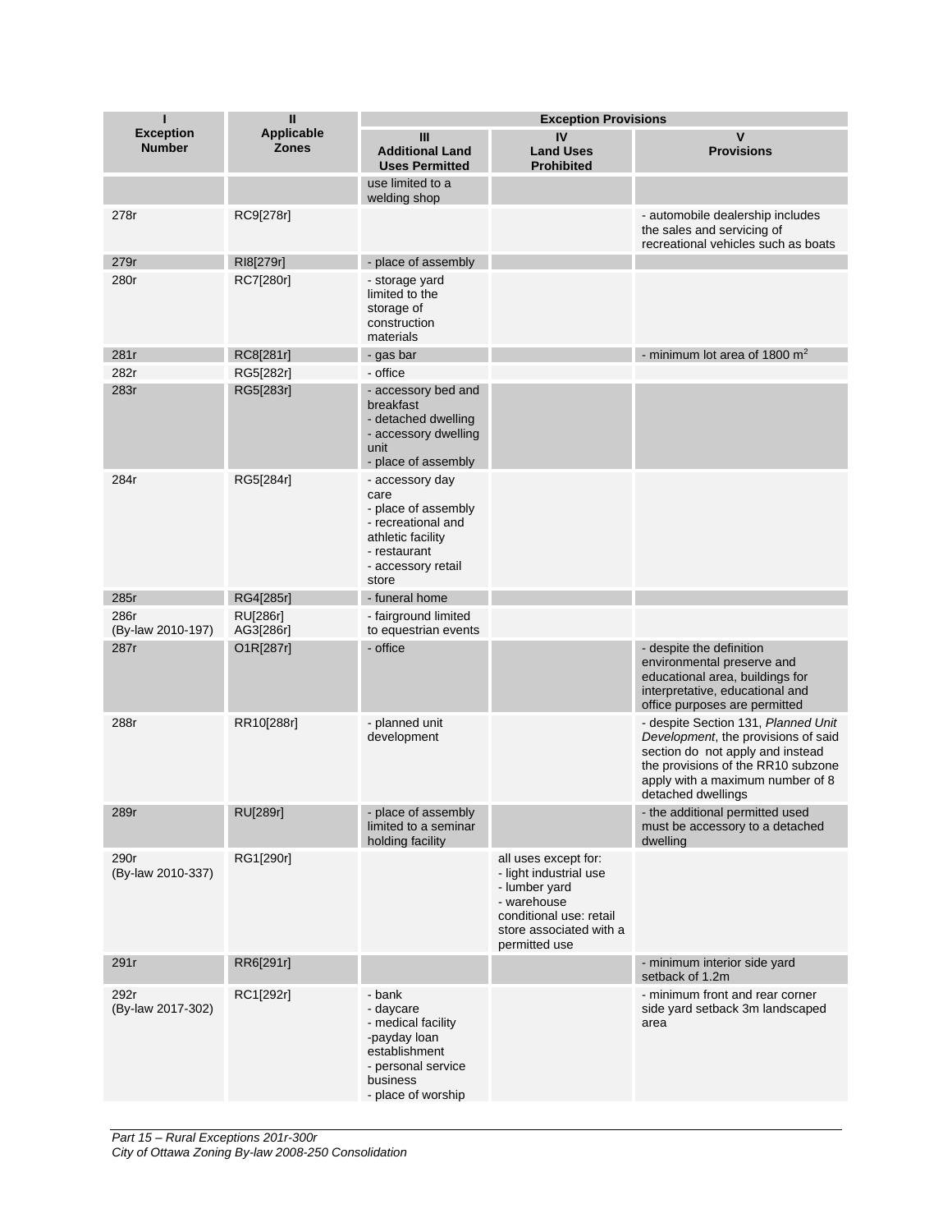| I<br>Exception Number | II<br>Applicable Zones | Exception Provisions | | |
|---|---|---|---|---|
| | | III<br>Additional Land Uses Permitted | IV<br>Land Uses Prohibited | V<br>Provisions |
| | | use limited to a welding shop | | |
| 278r | RC9[278r] | | | - automobile dealership includes the sales and servicing of recreational vehicles such as boats |
| 279r | RI8[279r] | - place of assembly | | |
| 280r | RC7[280r] | - storage yard limited to the storage of construction materials | | |
| 281r | RC8[281r] | - gas bar | | - minimum lot area of 1800 $m^2$ |
| 282r | RG5[282r] | - office | | |
| 283r | RG5[283r] | - accessory bed and breakfast<br>- detached dwelling<br>- accessory dwelling unit<br>- place of assembly | | |
| 284r | RG5[284r] | - accessory day care<br>- place of assembly<br>- recreational and athletic facility<br>- restaurant<br>- accessory retail store | | |
| 285r | RG4[285r] | - funeral home | | |
| 286r<br>(By-law 2010-197) | RU[286r]<br>AG3[286r] | - fairground limited to equestrian events | | |
| 287r | O1R[287r] | - office | | - despite the definition environmental preserve and educational area, buildings for interpretative, educational and office purposes are permitted |
| 288r | RR10[288r] | - planned unit development | | - despite Section 131, *Planned Unit Development*, the provisions of said section do not apply and instead the provisions of the RR10 subzone apply with a maximum number of 8 detached dwellings |
| 289r | RU[289r] | - place of assembly limited to a seminar holding facility | | - the additional permitted used must be accessory to a detached dwelling |
| 290r<br>(By-law 2010-337) | RG1[290r] | | all uses except for:<br>- light industrial use<br>- lumber yard<br>- warehouse<br>conditional use: retail store associated with a permitted use | |
| 291r | RR6[291r] | | | - minimum interior side yard setback of 1.2m |
| 292r<br>(By-law 2017-302) | RC1[292r] | - bank<br>- daycare<br>- medical facility<br>-payday loan establishment<br>- personal service business<br>- place of worship | | - minimum front and rear corner side yard setback 3m landscaped area |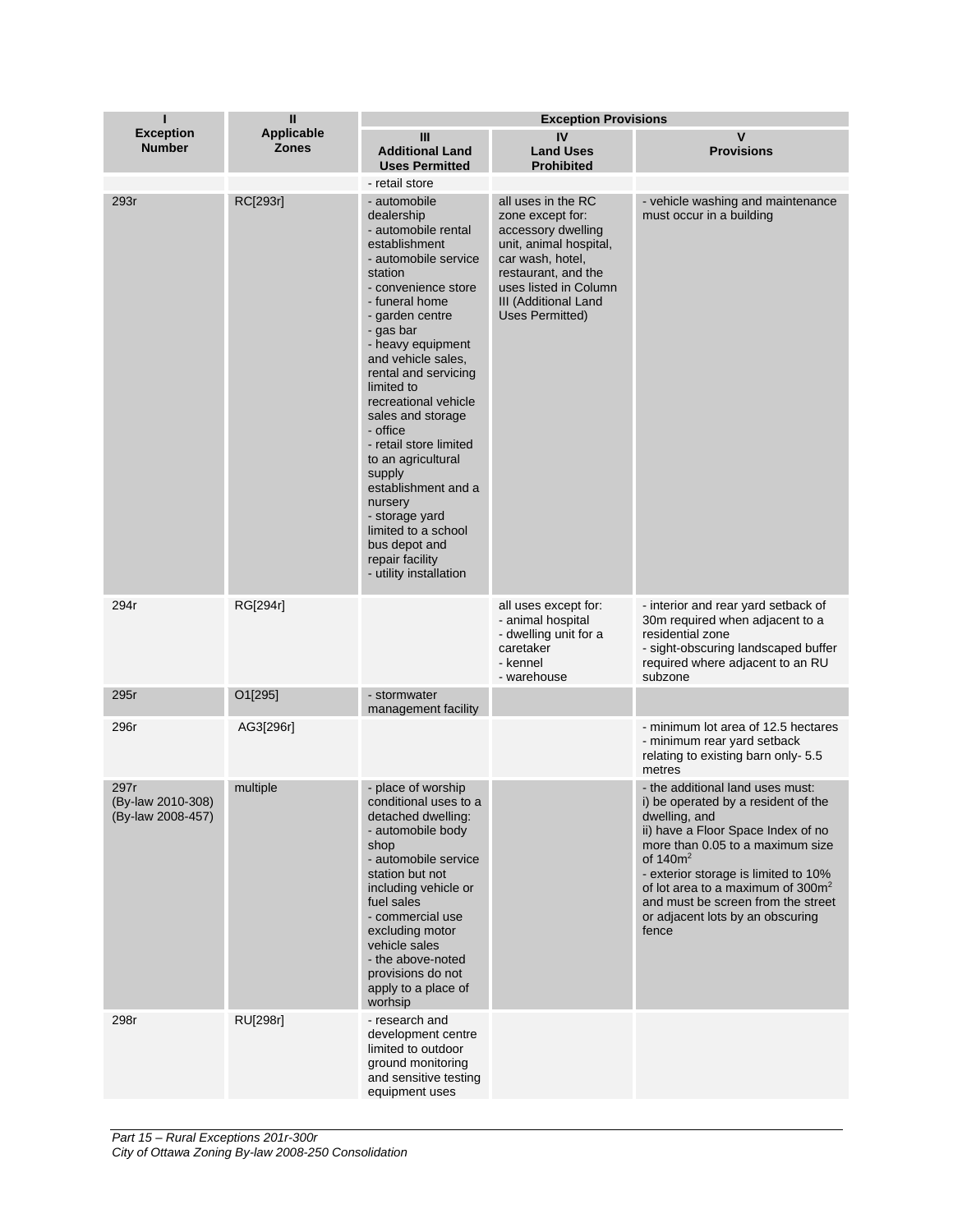| I<br>Exception Number | II<br>Applicable Zones | Exception Provisions | | |
|---|---|---|---|---|
| | | III<br>Additional Land Uses Permitted | IV<br>Land Uses Prohibited | V<br>Provisions |
| | | - retail store | | |
| 293r | RC[293r] | - automobile dealership<br>- automobile rental establishment<br>- automobile service station<br>- convenience store<br>- funeral home<br>- garden centre<br>- gas bar<br>- heavy equipment and vehicle sales, rental and servicing limited to recreational vehicle sales and storage<br>- office<br>- retail store limited to an agricultural supply establishment and a nursery<br>- storage yard limited to a school bus depot and repair facility<br>- utility installation | all uses in the RC zone except for: accessory dwelling unit, animal hospital, car wash, hotel, restaurant, and the uses listed in Column III (Additional Land Uses Permitted) | - vehicle washing and maintenance must occur in a building |
| 294r | RG[294r] | | all uses except for:<br>- animal hospital<br>- dwelling unit for a caretaker<br>- kennel<br>- warehouse | - interior and rear yard setback of 30m required when adjacent to a residential zone<br>- sight-obscuring landscaped buffer required where adjacent to an RU subzone |
| 295r | O1[295] | - stormwater management facility | | |
| 296r | AG3[296r] | | | - minimum lot area of 12.5 hectares<br>- minimum rear yard setback relating to existing barn only- 5.5 metres |
| 297r<br>(By-law 2010-308)<br>(By-law 2008-457) | multiple | - place of worship conditional uses to a detached dwelling:<br>- automobile body shop<br>- automobile service station but not including vehicle or fuel sales<br>- commercial use excluding motor vehicle sales<br>- the above-noted provisions do not apply to a place of worhsip | | - the additional land uses must:<br>i) be operated by a resident of the dwelling, and<br>ii) have a Floor Space Index of no more than 0.05 to a maximum size of 140m$^2$<br>- exterior storage is limited to 10% of lot area to a maximum of 300m$^2$ and must be screen from the street or adjacent lots by an obscuring fence |
| 298r | RU[298r] | - research and development centre limited to outdoor ground monitoring and sensitive testing equipment uses | | |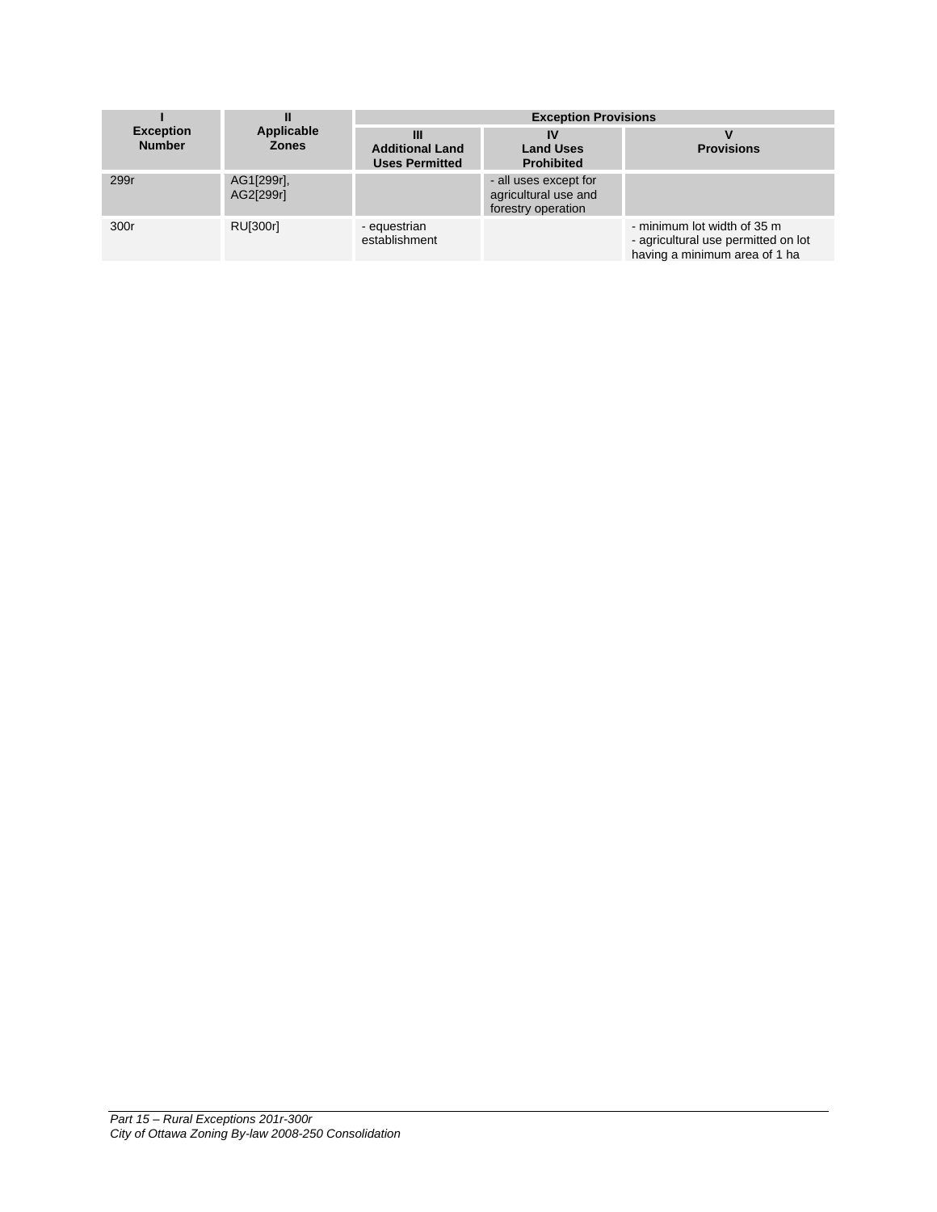| I<br>Exception Number | II<br>Applicable Zones | Exception Provisions | | |
|---|---|---|---|---|
| | | III<br>Additional Land Uses Permitted | IV<br>Land Uses Prohibited | V<br>Provisions |
| 299r | AG1[299r], AG2[299r] | | - all uses except for agricultural use and forestry operation | |
| 300r | RU[300r] | - equestrian establishment | | - minimum lot width of 35 m<br>- agricultural use permitted on lot having a minimum area of 1 ha |